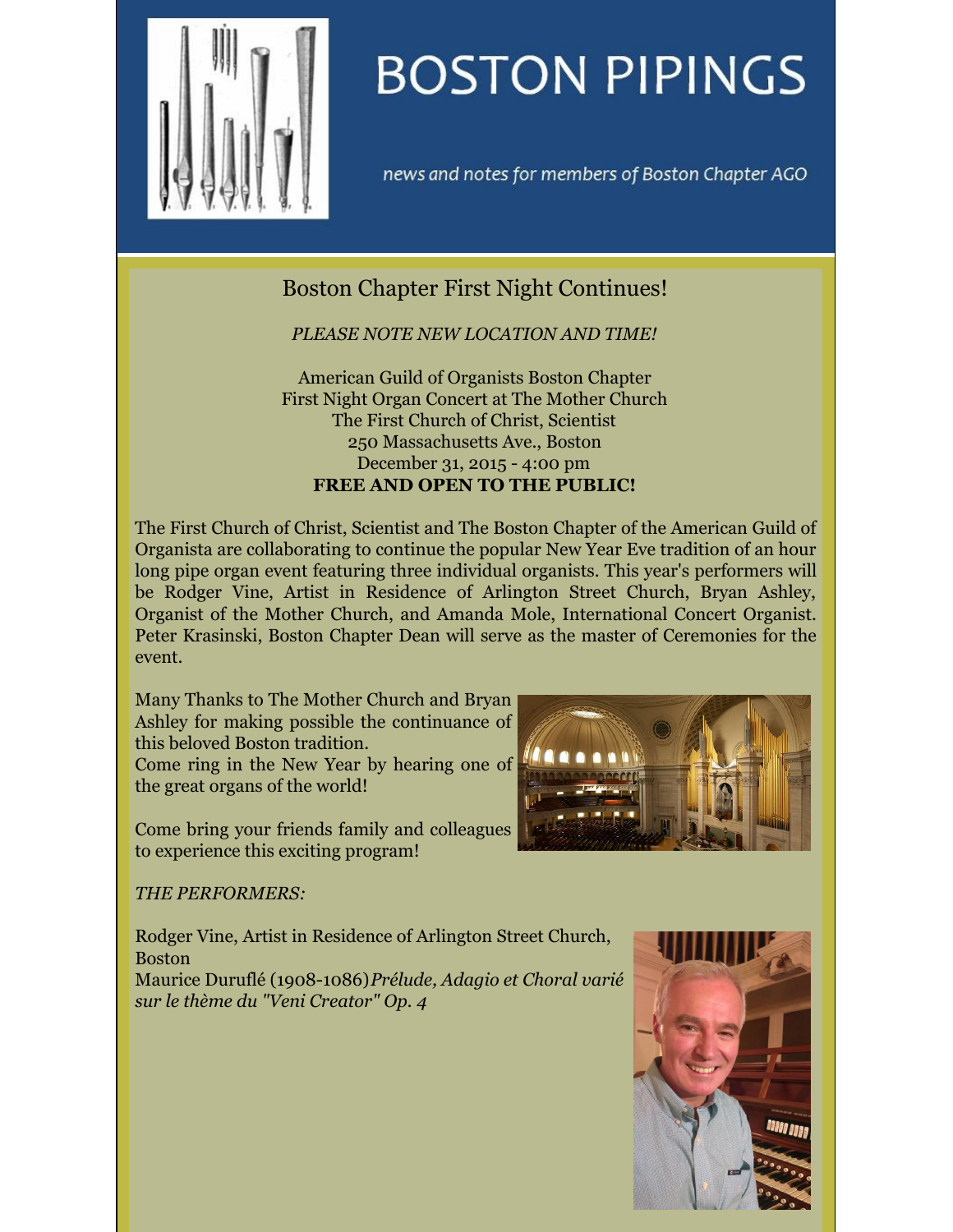# BOSTON PIPINGS

*news and notes for members of Boston Chapter AGO*

## Boston Chapter First Night Continues!

*PLEASE NOTE NEW LOCATION AND TIME!*

American Guild of Organists Boston Chapter
First Night Organ Concert at The Mother Church
The First Church of Christ, Scientist
250 Massachusetts Ave., Boston
December 31, 2015 - 4:00 pm
**FREE AND OPEN TO THE PUBLIC!**

The First Church of Christ, Scientist and The Boston Chapter of the American Guild of Organista are collaborating to continue the popular New Year Eve tradition of an hour long pipe organ event featuring three individual organists. This year's performers will be Rodger Vine, Artist in Residence of Arlington Street Church, Bryan Ashley, Organist of the Mother Church, and Amanda Mole, International Concert Organist. Peter Krasinski, Boston Chapter Dean will serve as the master of Ceremonies for the event.

Many Thanks to The Mother Church and Bryan Ashley for making possible the continuance of this beloved Boston tradition.
Come ring in the New Year by hearing one of the great organs of the world!

Come bring your friends family and colleagues to experience this exciting program!

*THE PERFORMERS:*

Rodger Vine, Artist in Residence of Arlington Street Church, Boston
Maurice Duruflé (1908-1086)*Prélude, Adagio et Choral varié sur le thème du "Veni Creator" Op. 4*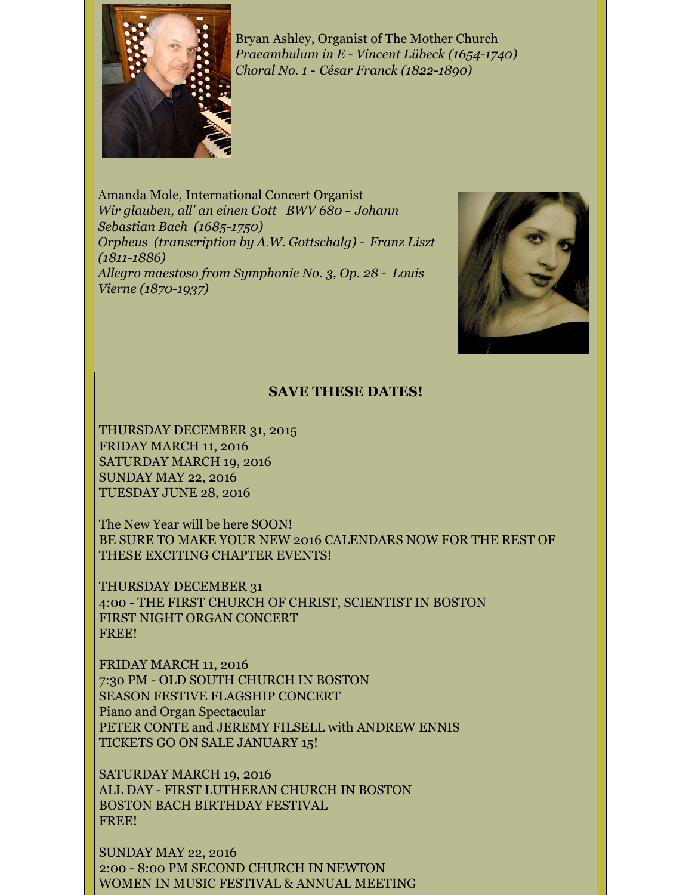Bryan Ashley, Organist of The Mother Church
*Praeambulum in E - Vincent Lübeck (1654-1740)*
*Choral No. 1 - César Franck (1822-1890)*

Amanda Mole, International Concert Organist
*Wir glauben, all' an einen Gott BWV 680 - Johann Sebastian Bach (1685-1750)*
*Orpheus (transcription by A.W. Gottschalg) - Franz Liszt (1811-1886)*
*Allegro maestoso from Symphonie No. 3, Op. 28 - Louis Vierne (1870-1937)*

**SAVE THESE DATES!**

THURSDAY DECEMBER 31, 2015
FRIDAY MARCH 11, 2016
SATURDAY MARCH 19, 2016
SUNDAY MAY 22, 2016
TUESDAY JUNE 28, 2016

The New Year will be here SOON!
BE SURE TO MAKE YOUR NEW 2016 CALENDARS NOW FOR THE REST OF THESE EXCITING CHAPTER EVENTS!

THURSDAY DECEMBER 31
4:00 - THE FIRST CHURCH OF CHRIST, SCIENTIST IN BOSTON
FIRST NIGHT ORGAN CONCERT
FREE!

FRIDAY MARCH 11, 2016
7:30 PM - OLD SOUTH CHURCH IN BOSTON
SEASON FESTIVE FLAGSHIP CONCERT
Piano and Organ Spectacular
PETER CONTE and JEREMY FILSELL with ANDREW ENNIS
TICKETS GO ON SALE JANUARY 15!

SATURDAY MARCH 19, 2016
ALL DAY - FIRST LUTHERAN CHURCH IN BOSTON
BOSTON BACH BIRTHDAY FESTIVAL
FREE!

SUNDAY MAY 22, 2016
2:00 - 8:00 PM SECOND CHURCH IN NEWTON
WOMEN IN MUSIC FESTIVAL & ANNUAL MEETING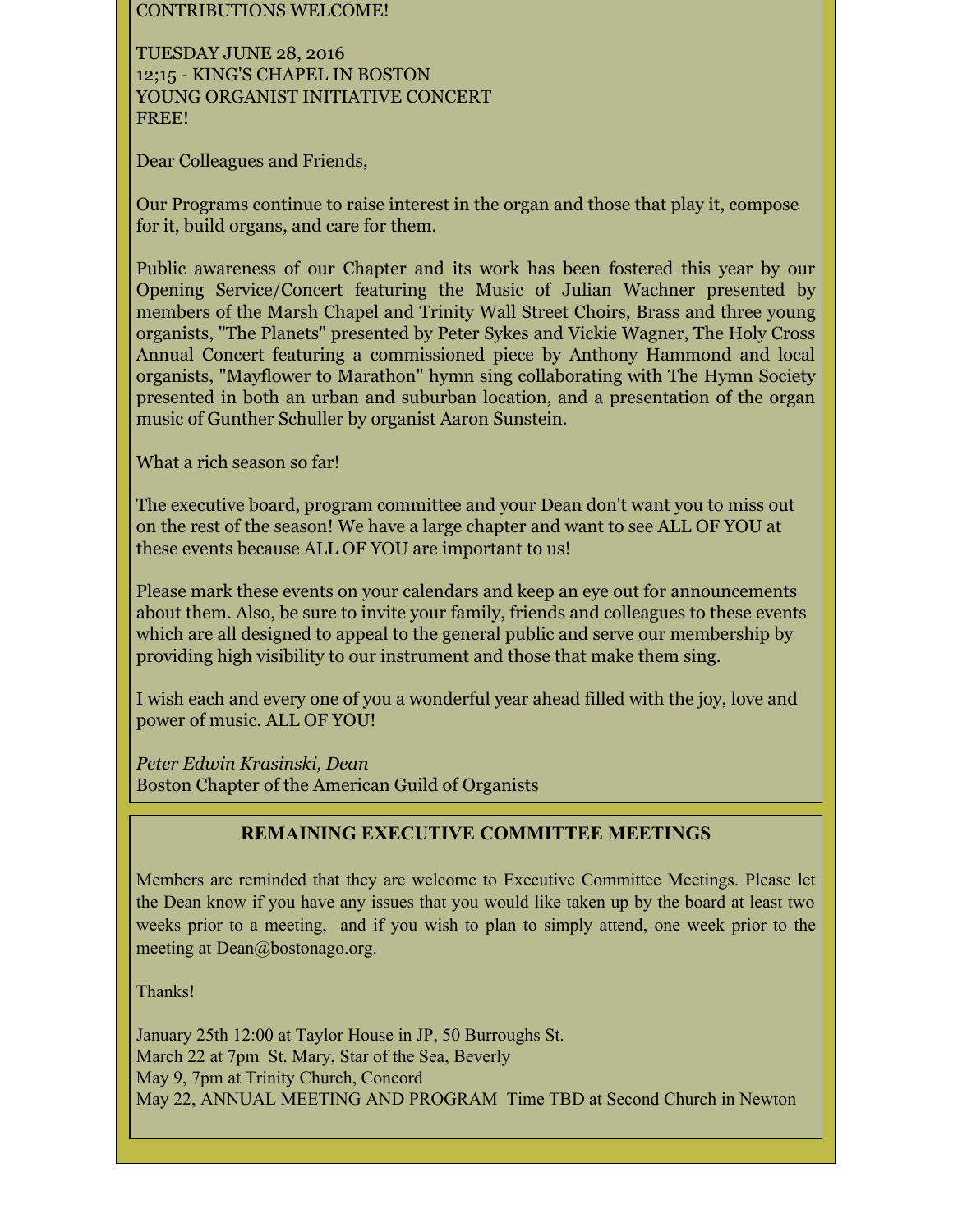CONTRIBUTIONS WELCOME!

TUESDAY JUNE 28, 2016
12;15 - KING'S CHAPEL IN BOSTON
YOUNG ORGANIST INITIATIVE CONCERT
FREE!

Dear Colleagues and Friends,

Our Programs continue to raise interest in the organ and those that play it, compose for it, build organs, and care for them.

Public awareness of our Chapter and its work has been fostered this year by our Opening Service/Concert featuring the Music of Julian Wachner presented by members of the Marsh Chapel and Trinity Wall Street Choirs, Brass and three young organists, "The Planets" presented by Peter Sykes and Vickie Wagner, The Holy Cross Annual Concert featuring a commissioned piece by Anthony Hammond and local organists, "Mayflower to Marathon" hymn sing collaborating with The Hymn Society presented in both an urban and suburban location, and a presentation of the organ music of Gunther Schuller by organist Aaron Sunstein.

What a rich season so far!

The executive board, program committee and your Dean don't want you to miss out on the rest of the season! We have a large chapter and want to see ALL OF YOU at these events because ALL OF YOU are important to us!

Please mark these events on your calendars and keep an eye out for announcements about them. Also, be sure to invite your family, friends and colleagues to these events which are all designed to appeal to the general public and serve our membership by providing high visibility to our instrument and those that make them sing.

I wish each and every one of you a wonderful year ahead filled with the joy, love and power of music. ALL OF YOU!

*Peter Edwin Krasinski, Dean*
Boston Chapter of the American Guild of Organists

## REMAINING EXECUTIVE COMMITTEE MEETINGS

Members are reminded that they are welcome to Executive Committee Meetings. Please let the Dean know if you have any issues that you would like taken up by the board at least two weeks prior to a meeting, and if you wish to plan to simply attend, one week prior to the meeting at Dean@bostonago.org.

Thanks!

January 25th 12:00 at Taylor House in JP, 50 Burroughs St.
March 22 at 7pm St. Mary, Star of the Sea, Beverly
May 9, 7pm at Trinity Church, Concord
May 22, ANNUAL MEETING AND PROGRAM Time TBD at Second Church in Newton